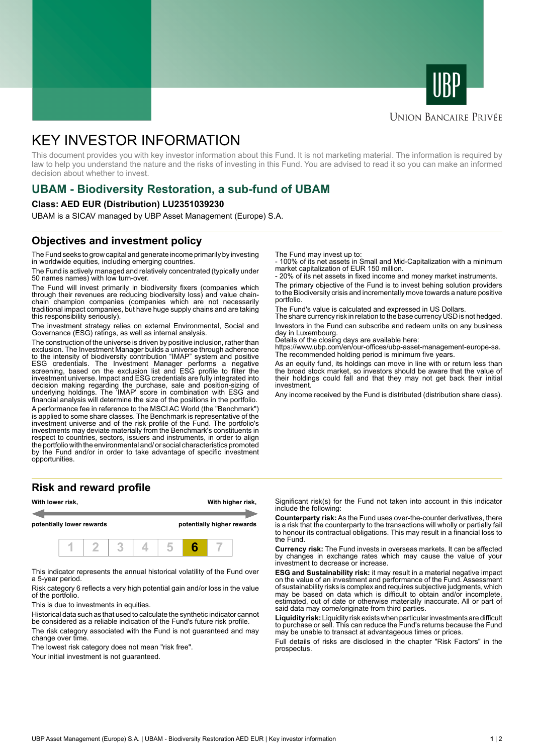Union Bancaire Privée

# KEY INVESTOR INFORMATION

This document provides you with key investor information about this Fund. It is not marketing material. The information is required by law to help you understand the nature and the risks of investing in this Fund. You are advised to read it so you can make an informed decision about whether to invest.

## UBAM - Biodiversity Restoration, a sub-fund of UBAM

### Class: AED EUR (Distribution) LU2351039230

UBAM is a SICAV managed by UBP Asset Management (Europe) S.A.

## Objectives and investment policy

The Fund seeks to grow capital and generate income primarily by investing in worldwide equities, including emerging countries.

The Fund is actively managed and relatively concentrated (typically under 50 names names) with low turn-over.

The Fund will invest primarily in biodiversity fixers (companies which through their revenues are reducing biodiversity loss) and value chain-chain champion companies (companies which are not necessarily traditional impact companies, but have huge supply chains and are taking this responsibility seriously).

The investment strategy relies on external Environmental, Social and Governance (ESG) ratings, as well as internal analysis.

The construction of the universe is driven by positive inclusion, rather than exclusion. The Investment Manager builds a universe through adherence to the intensity of biodiversity contribution “IMAP” system and positive ESG credentials. The Investment Manager performs a negative screening, based on the exclusion list and ESG profile to filter the investment universe. Impact and ESG credentials are fully integrated into decision making regarding the purchase, sale and position-sizing of underlying holdings. The 'IMAP' score in combination with ESG and financial analysis will determine the size of the positions in the portfolio.

A performance fee in reference to the MSCI AC World (the "Benchmark") is applied to some share classes. The Benchmark is representative of the investment universe and of the risk profile of the Fund. The portfolio's investments may deviate materially from the Benchmark's constituents in respect to countries, sectors, issuers and instruments, in order to align the portfolio with the environmental and/ or social characteristics promoted by the Fund and/or in order to take advantage of specific investment opportunities.

The Fund may invest up to:
- 100% of its net assets in Small and Mid-Capitalization with a minimum market capitalization of EUR 150 million.
- 20% of its net assets in fixed income and money market instruments.

The primary objective of the Fund is to invest behing solution providers to the Biodiversity crisis and incrementally move towards a nature positive portfolio.

The Fund's value is calculated and expressed in US Dollars.
The share currency risk in relation to the base currency USD is not hedged.

Investors in the Fund can subscribe and redeem units on any business day in Luxembourg.
Details of the closing days are available here:
https://www.ubp.com/en/our-offices/ubp-asset-management-europe-sa.
The recommended holding period is minimum five years.

As an equity fund, its holdings can move in line with or return less than the broad stock market, so investors should be aware that the value of their holdings could fall and that they may not get back their initial investment.

Any income received by the Fund is distributed (distribution share class).

## Risk and reward profile

**With lower risk,** **potentially lower rewards** — **With higher risk,** **potentially higher rewards**

| 1 | 2 | 3 | 4 | 5 | **6** | 7 |
|---|---|---|---|---|---|---|

This indicator represents the annual historical volatility of the Fund over a 5-year period.

Risk category 6 reflects a very high potential gain and/or loss in the value of the portfolio.

This is due to investments in equities.

Historical data such as that used to calculate the synthetic indicator cannot be considered as a reliable indication of the Fund's future risk profile.

The risk category associated with the Fund is not guaranteed and may change over time.

The lowest risk category does not mean "risk free".

Your initial investment is not guaranteed.

Significant risk(s) for the Fund not taken into account in this indicator include the following:

**Counterparty risk:** As the Fund uses over-the-counter derivatives, there is a risk that the counterparty to the transactions will wholly or partially fail to honour its contractual obligations. This may result in a financial loss to the Fund.

**Currency risk:** The Fund invests in overseas markets. It can be affected by changes in exchange rates which may cause the value of your investment to decrease or increase.

**ESG and Sustainability risk:** it may result in a material negative impact on the value of an investment and performance of the Fund. Assessment of sustainability risks is complex and requires subjective judgments, which may be based on data which is difficult to obtain and/or incomplete, estimated, out of date or otherwise materially inaccurate. All or part of said data may come/originate from third parties.

**Liquidity risk:** Liquidity risk exists when particular investments are difficult to purchase or sell. This can reduce the Fund's returns because the Fund may be unable to transact at advantageous times or prices.

Full details of risks are disclosed in the chapter "Risk Factors" in the prospectus.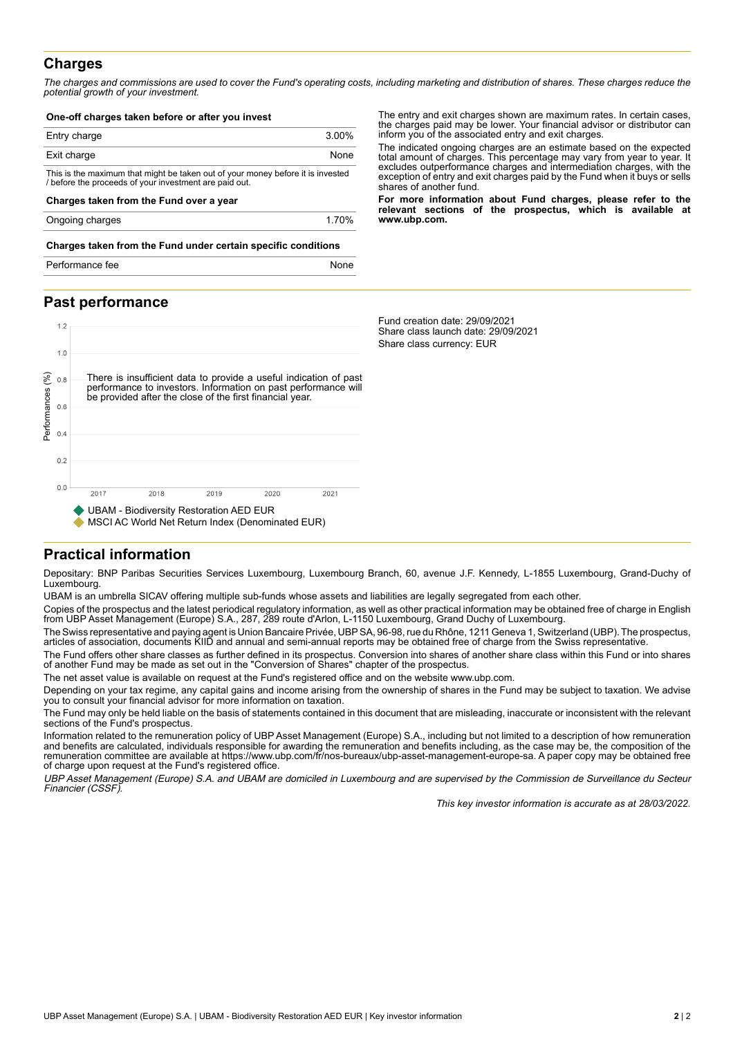## Charges

*The charges and commissions are used to cover the Fund's operating costs, including marketing and distribution of shares. These charges reduce the potential growth of your investment.*

| One-off charges taken before or after you invest | |
|---|---|
| Entry charge | 3.00% |
| Exit charge | None |

This is the maximum that might be taken out of your money before it is invested / before the proceeds of your investment are paid out.

| Charges taken from the Fund over a year | |
|---|---|
| Ongoing charges | 1.70% |

| Charges taken from the Fund under certain specific conditions | |
|---|---|
| Performance fee | None |

The entry and exit charges shown are maximum rates. In certain cases, the charges paid may be lower. Your financial advisor or distributor can inform you of the associated entry and exit charges.

The indicated ongoing charges are an estimate based on the expected total amount of charges. This percentage may vary from year to year. It excludes outperformance charges and intermediation charges, with the exception of entry and exit charges paid by the Fund when it buys or sells shares of another fund.

**For more information about Fund charges, please refer to the relevant sections of the prospectus, which is available at www.ubp.com.**

## Past performance

Performances (%)

1.2
1.0
0.8
0.6
0.4
0.2
0.0

2017 2018 2019 2020 2021

There is insufficient data to provide a useful indication of past performance to investors. Information on past performance will be provided after the close of the first financial year.

UBAM - Biodiversity Restoration AED EUR
MSCI AC World Net Return Index (Denominated EUR)

Fund creation date: 29/09/2021
Share class launch date: 29/09/2021
Share class currency: EUR

## Practical information

Depositary: BNP Paribas Securities Services Luxembourg, Luxembourg Branch, 60, avenue J.F. Kennedy, L-1855 Luxembourg, Grand-Duchy of Luxembourg.

UBAM is an umbrella SICAV offering multiple sub-funds whose assets and liabilities are legally segregated from each other.

Copies of the prospectus and the latest periodical regulatory information, as well as other practical information may be obtained free of charge in English from UBP Asset Management (Europe) S.A., 287, 289 route d'Arlon, L-1150 Luxembourg, Grand Duchy of Luxembourg.

The Swiss representative and paying agent is Union Bancaire Privée, UBP SA, 96-98, rue du Rhône, 1211 Geneva 1, Switzerland (UBP). The prospectus, articles of association, documents KIID and annual and semi-annual reports may be obtained free of charge from the Swiss representative.

The Fund offers other share classes as further defined in its prospectus. Conversion into shares of another share class within this Fund or into shares of another Fund may be made as set out in the "Conversion of Shares" chapter of the prospectus.

The net asset value is available on request at the Fund's registered office and on the website www.ubp.com.

Depending on your tax regime, any capital gains and income arising from the ownership of shares in the Fund may be subject to taxation. We advise you to consult your financial advisor for more information on taxation.

The Fund may only be held liable on the basis of statements contained in this document that are misleading, inaccurate or inconsistent with the relevant sections of the Fund's prospectus.

Information related to the remuneration policy of UBP Asset Management (Europe) S.A., including but not limited to a description of how remuneration and benefits are calculated, individuals responsible for awarding the remuneration and benefits including, as the case may be, the composition of the remuneration committee are available at https://www.ubp.com/fr/nos-bureaux/ubp-asset-management-europe-sa. A paper copy may be obtained free of charge upon request at the Fund's registered office.

*UBP Asset Management (Europe) S.A. and UBAM are domiciled in Luxembourg and are supervised by the Commission de Surveillance du Secteur Financier (CSSF).*

*This key investor information is accurate as at 28/03/2022.*